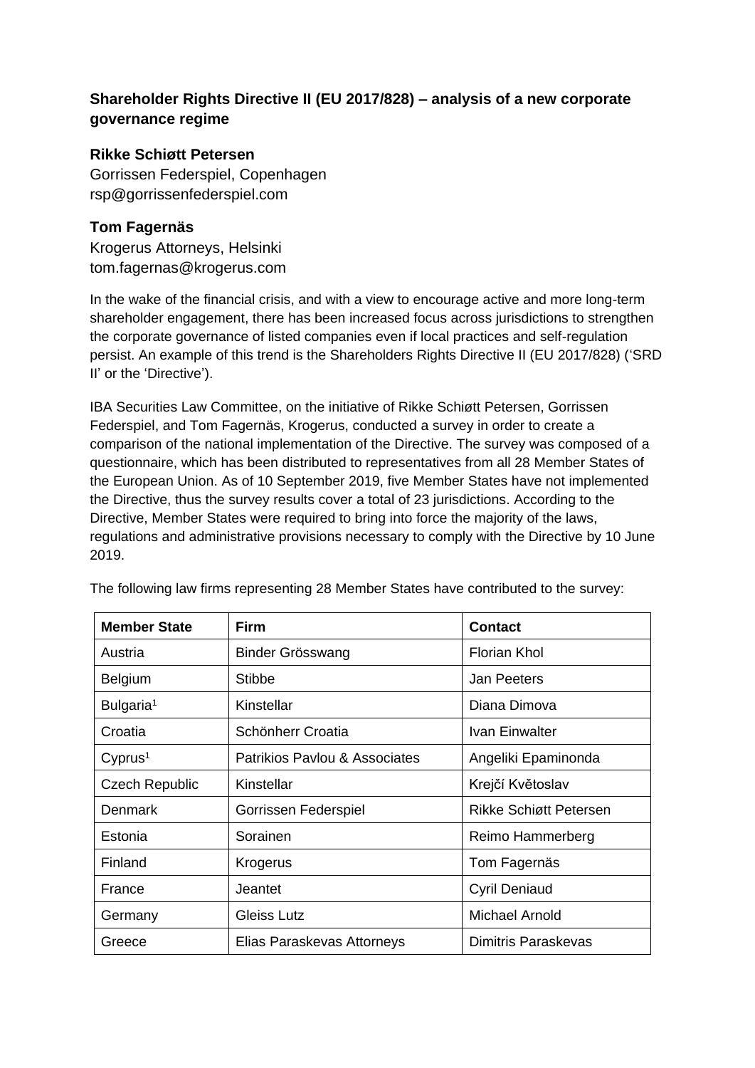## Shareholder Rights Directive II (EU 2017/828) – analysis of a new corporate governance regime

**Rikke Schiøtt Petersen**
Gorrissen Federspiel, Copenhagen
rsp@gorrissenfederspiel.com

**Tom Fagernäs**
Krogerus Attorneys, Helsinki
tom.fagernas@krogerus.com

In the wake of the financial crisis, and with a view to encourage active and more long-term shareholder engagement, there has been increased focus across jurisdictions to strengthen the corporate governance of listed companies even if local practices and self-regulation persist. An example of this trend is the Shareholders Rights Directive II (EU 2017/828) ('SRD II' or the 'Directive').

IBA Securities Law Committee, on the initiative of Rikke Schiøtt Petersen, Gorrissen Federspiel, and Tom Fagernäs, Krogerus, conducted a survey in order to create a comparison of the national implementation of the Directive. The survey was composed of a questionnaire, which has been distributed to representatives from all 28 Member States of the European Union. As of 10 September 2019, five Member States have not implemented the Directive, thus the survey results cover a total of 23 jurisdictions. According to the Directive, Member States were required to bring into force the majority of the laws, regulations and administrative provisions necessary to comply with the Directive by 10 June 2019.

The following law firms representing 28 Member States have contributed to the survey:

| Member State | Firm | Contact |
|---|---|---|
| Austria | Binder Grösswang | Florian Khol |
| Belgium | Stibbe | Jan Peeters |
| Bulgaria[1] | Kinstellar | Diana Dimova |
| Croatia | Schönherr Croatia | Ivan Einwalter |
| Cyprus[1] | Patrikios Pavlou & Associates | Angeliki Epaminonda |
| Czech Republic | Kinstellar | Krejčí Květoslav |
| Denmark | Gorrissen Federspiel | Rikke Schiøtt Petersen |
| Estonia | Sorainen | Reimo Hammerberg |
| Finland | Krogerus | Tom Fagernäs |
| France | Jeantet | Cyril Deniaud |
| Germany | Gleiss Lutz | Michael Arnold |
| Greece | Elias Paraskevas Attorneys | Dimitris Paraskevas |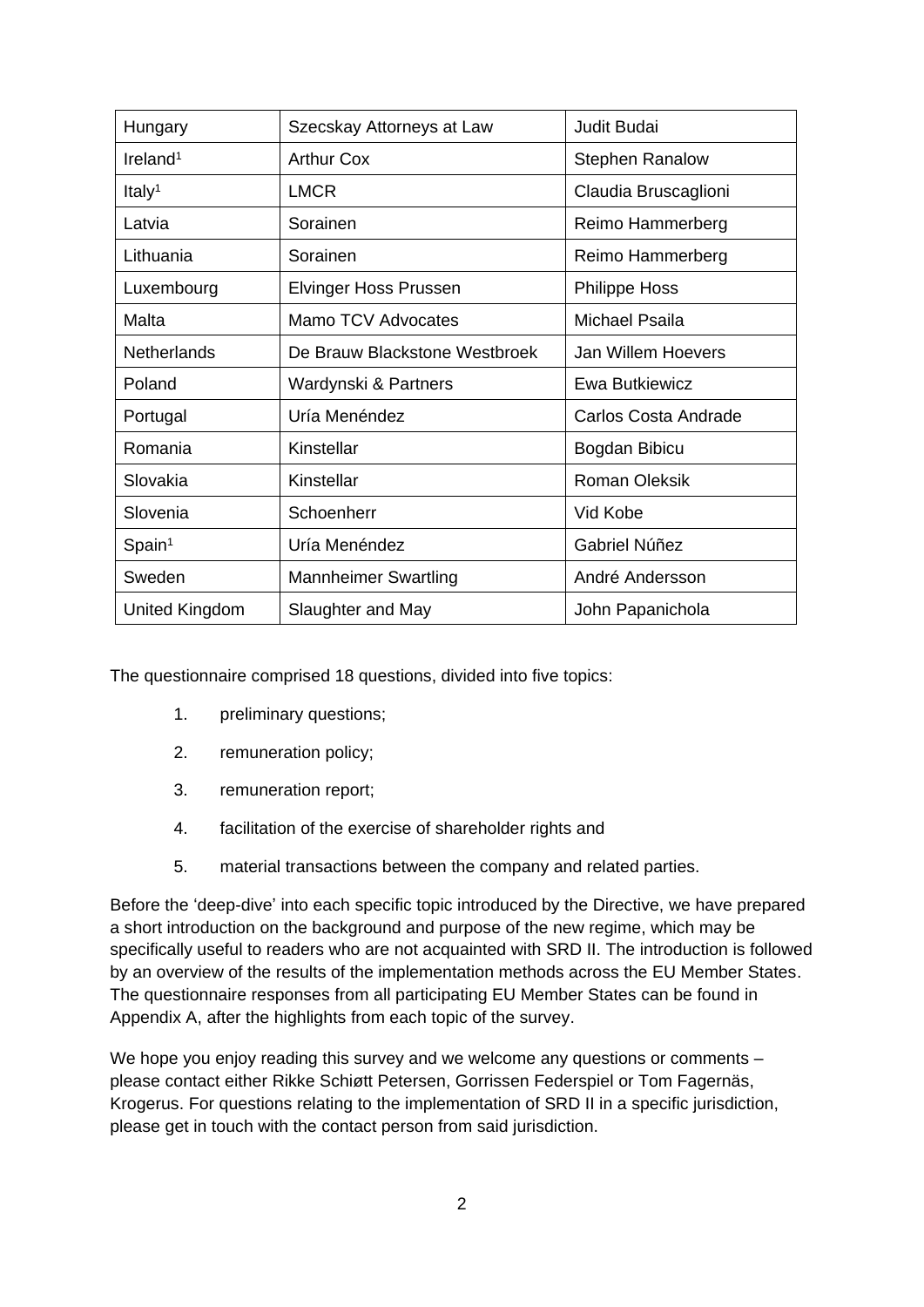| Hungary | Szecskay Attorneys at Law | Judit Budai |
|---|---|---|
| Ireland[1] | Arthur Cox | Stephen Ranalow |
| Italy[1] | LMCR | Claudia Bruscaglioni |
| Latvia | Sorainen | Reimo Hammerberg |
| Lithuania | Sorainen | Reimo Hammerberg |
| Luxembourg | Elvinger Hoss Prussen | Philippe Hoss |
| Malta | Mamo TCV Advocates | Michael Psaila |
| Netherlands | De Brauw Blackstone Westbroek | Jan Willem Hoevers |
| Poland | Wardynski & Partners | Ewa Butkiewicz |
| Portugal | Uría Menéndez | Carlos Costa Andrade |
| Romania | Kinstellar | Bogdan Bibicu |
| Slovakia | Kinstellar | Roman Oleksik |
| Slovenia | Schoenherr | Vid Kobe |
| Spain[1] | Uría Menéndez | Gabriel Núñez |
| Sweden | Mannheimer Swartling | André Andersson |
| United Kingdom | Slaughter and May | John Papanichola |

The questionnaire comprised 18 questions, divided into five topics:

1. preliminary questions;
2. remuneration policy;
3. remuneration report;
4. facilitation of the exercise of shareholder rights and
5. material transactions between the company and related parties.

Before the 'deep-dive' into each specific topic introduced by the Directive, we have prepared a short introduction on the background and purpose of the new regime, which may be specifically useful to readers who are not acquainted with SRD II. The introduction is followed by an overview of the results of the implementation methods across the EU Member States. The questionnaire responses from all participating EU Member States can be found in Appendix A, after the highlights from each topic of the survey.

We hope you enjoy reading this survey and we welcome any questions or comments – please contact either Rikke Schiøtt Petersen, Gorrissen Federspiel or Tom Fagernäs, Krogerus. For questions relating to the implementation of SRD II in a specific jurisdiction, please get in touch with the contact person from said jurisdiction.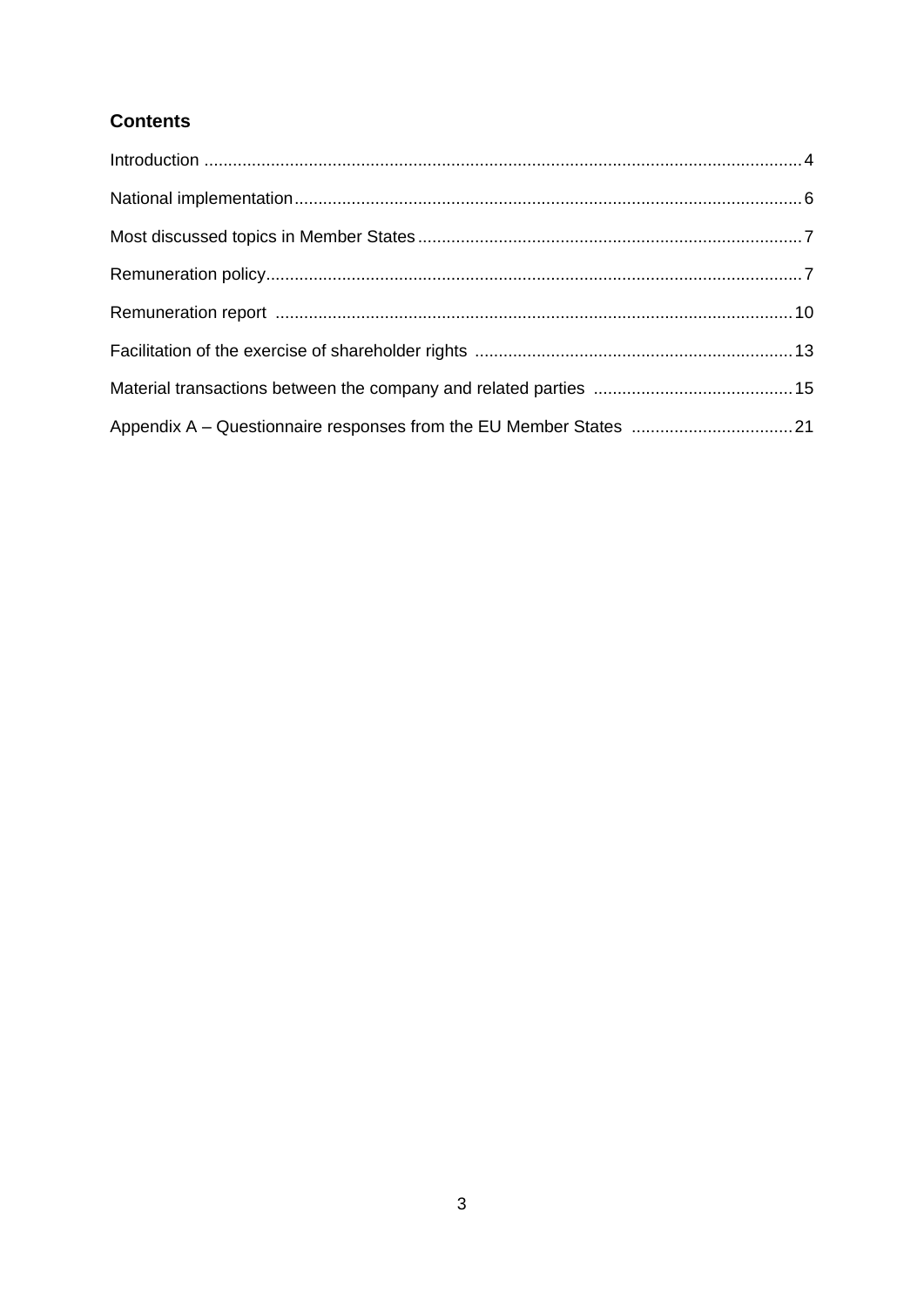## Contents

Introduction ............................................................................................................................ 4

National implementation.......................................................................................................... 6

Most discussed topics in Member States ................................................................................ 7

Remuneration policy................................................................................................................ 7

Remuneration report ............................................................................................................ 10

Facilitation of the exercise of shareholder rights .................................................................. 13

Material transactions between the company and related parties .......................................... 15

Appendix A – Questionnaire responses from the EU Member States .................................. 21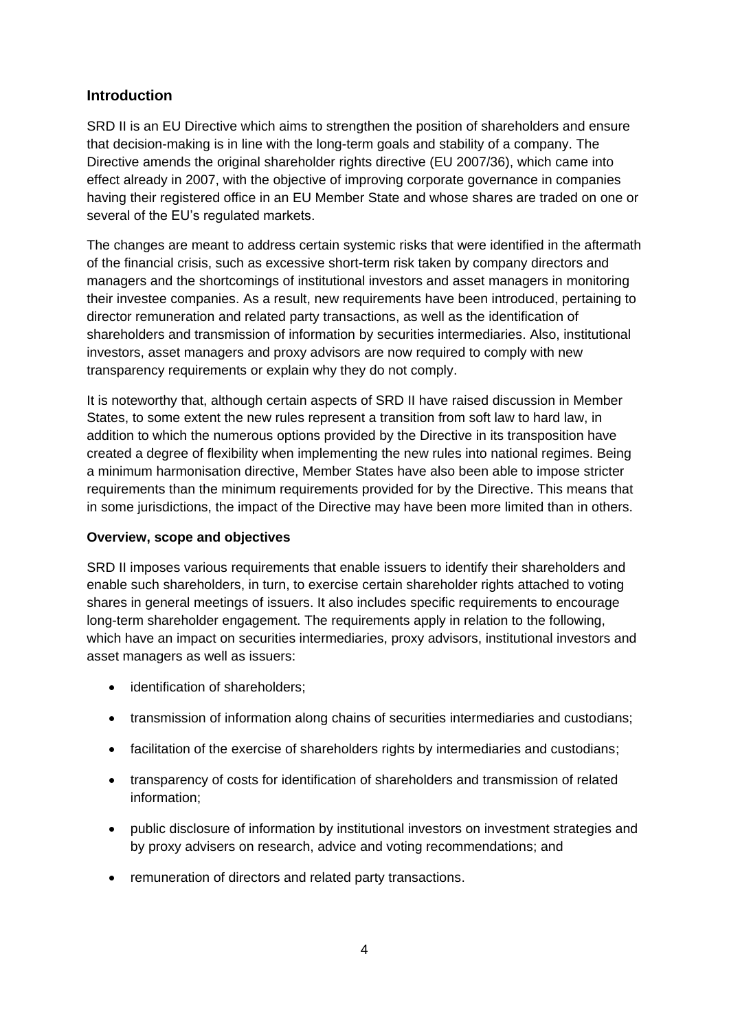## Introduction

SRD II is an EU Directive which aims to strengthen the position of shareholders and ensure that decision-making is in line with the long-term goals and stability of a company. The Directive amends the original shareholder rights directive (EU 2007/36), which came into effect already in 2007, with the objective of improving corporate governance in companies having their registered office in an EU Member State and whose shares are traded on one or several of the EU's regulated markets.

The changes are meant to address certain systemic risks that were identified in the aftermath of the financial crisis, such as excessive short-term risk taken by company directors and managers and the shortcomings of institutional investors and asset managers in monitoring their investee companies. As a result, new requirements have been introduced, pertaining to director remuneration and related party transactions, as well as the identification of shareholders and transmission of information by securities intermediaries. Also, institutional investors, asset managers and proxy advisors are now required to comply with new transparency requirements or explain why they do not comply.

It is noteworthy that, although certain aspects of SRD II have raised discussion in Member States, to some extent the new rules represent a transition from soft law to hard law, in addition to which the numerous options provided by the Directive in its transposition have created a degree of flexibility when implementing the new rules into national regimes. Being a minimum harmonisation directive, Member States have also been able to impose stricter requirements than the minimum requirements provided for by the Directive. This means that in some jurisdictions, the impact of the Directive may have been more limited than in others.

**Overview, scope and objectives**

SRD II imposes various requirements that enable issuers to identify their shareholders and enable such shareholders, in turn, to exercise certain shareholder rights attached to voting shares in general meetings of issuers. It also includes specific requirements to encourage long-term shareholder engagement. The requirements apply in relation to the following, which have an impact on securities intermediaries, proxy advisors, institutional investors and asset managers as well as issuers:

- identification of shareholders;
- transmission of information along chains of securities intermediaries and custodians;
- facilitation of the exercise of shareholders rights by intermediaries and custodians;
- transparency of costs for identification of shareholders and transmission of related information;
- public disclosure of information by institutional investors on investment strategies and by proxy advisers on research, advice and voting recommendations; and
- remuneration of directors and related party transactions.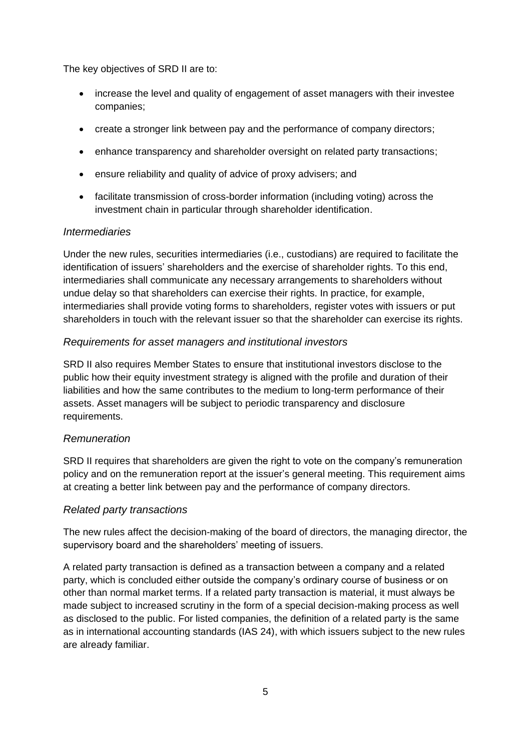The key objectives of SRD II are to:

- increase the level and quality of engagement of asset managers with their investee companies;
- create a stronger link between pay and the performance of company directors;
- enhance transparency and shareholder oversight on related party transactions;
- ensure reliability and quality of advice of proxy advisers; and
- facilitate transmission of cross-border information (including voting) across the investment chain in particular through shareholder identification.

### *Intermediaries*

Under the new rules, securities intermediaries (i.e., custodians) are required to facilitate the identification of issuers' shareholders and the exercise of shareholder rights. To this end, intermediaries shall communicate any necessary arrangements to shareholders without undue delay so that shareholders can exercise their rights. In practice, for example, intermediaries shall provide voting forms to shareholders, register votes with issuers or put shareholders in touch with the relevant issuer so that the shareholder can exercise its rights.

### *Requirements for asset managers and institutional investors*

SRD II also requires Member States to ensure that institutional investors disclose to the public how their equity investment strategy is aligned with the profile and duration of their liabilities and how the same contributes to the medium to long-term performance of their assets. Asset managers will be subject to periodic transparency and disclosure requirements.

### *Remuneration*

SRD II requires that shareholders are given the right to vote on the company's remuneration policy and on the remuneration report at the issuer's general meeting. This requirement aims at creating a better link between pay and the performance of company directors.

### *Related party transactions*

The new rules affect the decision-making of the board of directors, the managing director, the supervisory board and the shareholders' meeting of issuers.

A related party transaction is defined as a transaction between a company and a related party, which is concluded either outside the company's ordinary course of business or on other than normal market terms. If a related party transaction is material, it must always be made subject to increased scrutiny in the form of a special decision-making process as well as disclosed to the public. For listed companies, the definition of a related party is the same as in international accounting standards (IAS 24), with which issuers subject to the new rules are already familiar.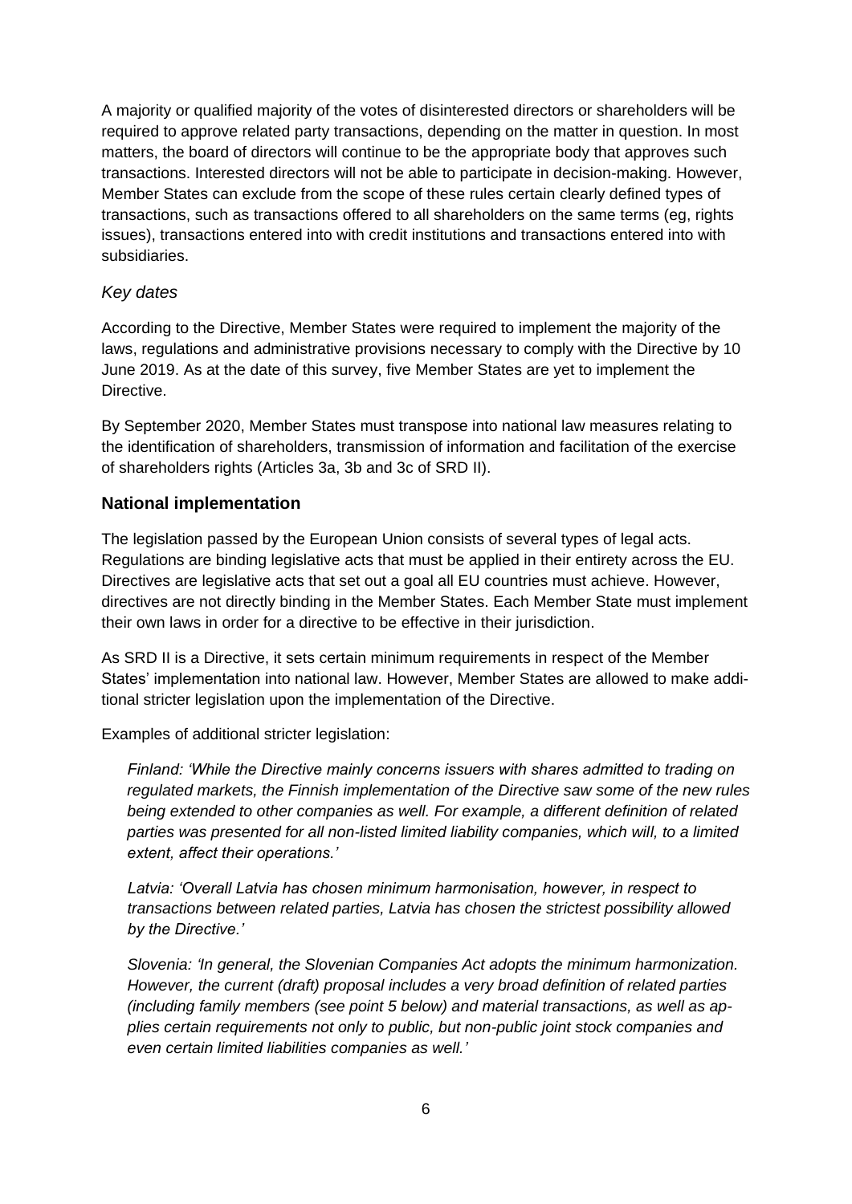A majority or qualified majority of the votes of disinterested directors or shareholders will be required to approve related party transactions, depending on the matter in question. In most matters, the board of directors will continue to be the appropriate body that approves such transactions. Interested directors will not be able to participate in decision-making. However, Member States can exclude from the scope of these rules certain clearly defined types of transactions, such as transactions offered to all shareholders on the same terms (eg, rights issues), transactions entered into with credit institutions and transactions entered into with subsidiaries.

### *Key dates*

According to the Directive, Member States were required to implement the majority of the laws, regulations and administrative provisions necessary to comply with the Directive by 10 June 2019. As at the date of this survey, five Member States are yet to implement the Directive.

By September 2020, Member States must transpose into national law measures relating to the identification of shareholders, transmission of information and facilitation of the exercise of shareholders rights (Articles 3a, 3b and 3c of SRD II).

## **National implementation**

The legislation passed by the European Union consists of several types of legal acts. Regulations are binding legislative acts that must be applied in their entirety across the EU. Directives are legislative acts that set out a goal all EU countries must achieve. However, directives are not directly binding in the Member States. Each Member State must implement their own laws in order for a directive to be effective in their jurisdiction.

As SRD II is a Directive, it sets certain minimum requirements in respect of the Member States' implementation into national law. However, Member States are allowed to make additional stricter legislation upon the implementation of the Directive.

Examples of additional stricter legislation:

> *Finland: 'While the Directive mainly concerns issuers with shares admitted to trading on regulated markets, the Finnish implementation of the Directive saw some of the new rules being extended to other companies as well. For example, a different definition of related parties was presented for all non-listed limited liability companies, which will, to a limited extent, affect their operations.'*
>
> *Latvia: 'Overall Latvia has chosen minimum harmonisation, however, in respect to transactions between related parties, Latvia has chosen the strictest possibility allowed by the Directive.'*
>
> *Slovenia: 'In general, the Slovenian Companies Act adopts the minimum harmonization. However, the current (draft) proposal includes a very broad definition of related parties (including family members (see point 5 below) and material transactions, as well as applies certain requirements not only to public, but non-public joint stock companies and even certain limited liabilities companies as well.'*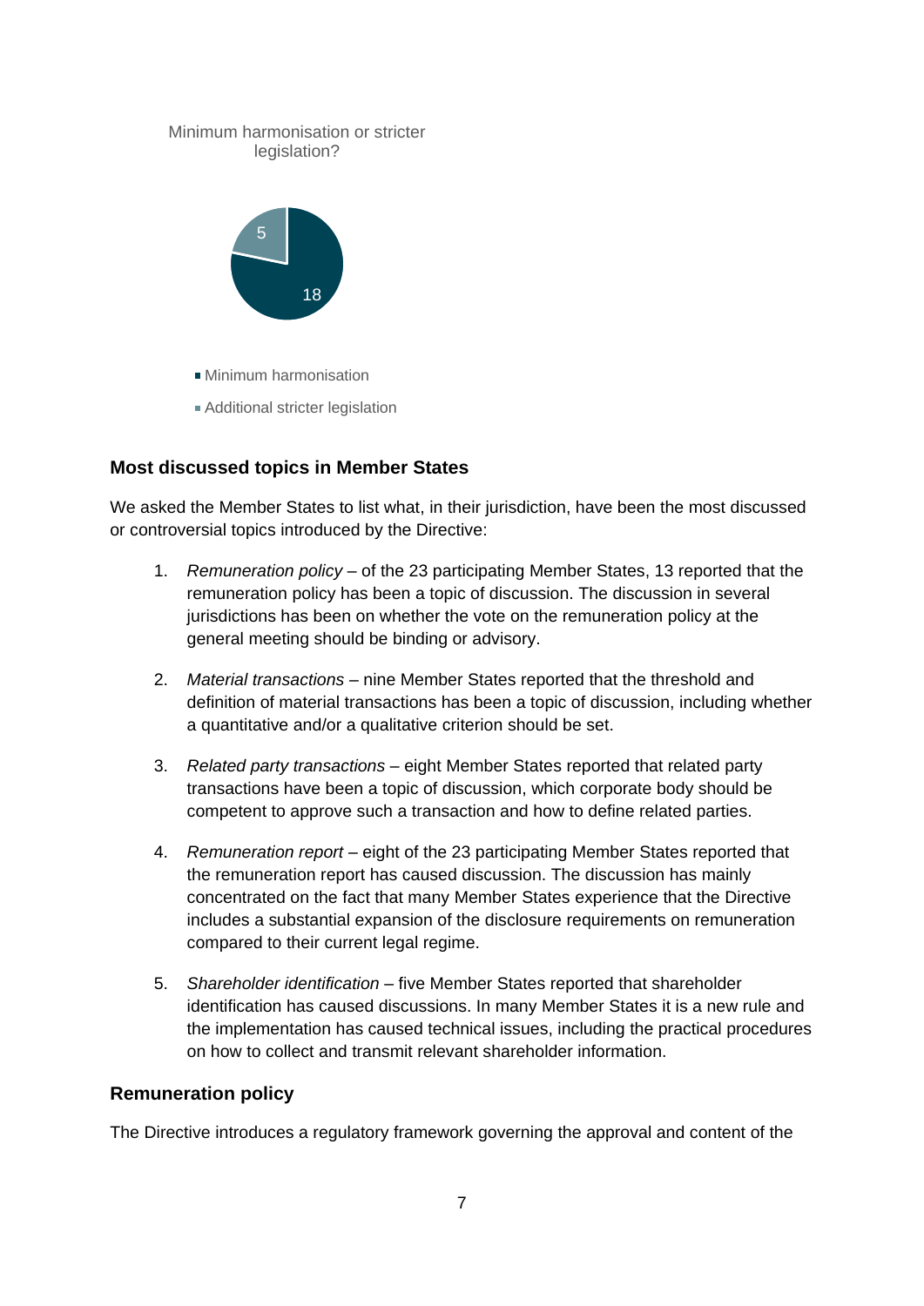Minimum harmonisation or stricter legislation?

- Minimum harmonisation: 18
- Additional stricter legislation: 5

### Most discussed topics in Member States

We asked the Member States to list what, in their jurisdiction, have been the most discussed or controversial topics introduced by the Directive:

1. *Remuneration policy* – of the 23 participating Member States, 13 reported that the remuneration policy has been a topic of discussion. The discussion in several jurisdictions has been on whether the vote on the remuneration policy at the general meeting should be binding or advisory.

2. *Material transactions* – nine Member States reported that the threshold and definition of material transactions has been a topic of discussion, including whether a quantitative and/or a qualitative criterion should be set.

3. *Related party transactions* – eight Member States reported that related party transactions have been a topic of discussion, which corporate body should be competent to approve such a transaction and how to define related parties.

4. *Remuneration report* – eight of the 23 participating Member States reported that the remuneration report has caused discussion. The discussion has mainly concentrated on the fact that many Member States experience that the Directive includes a substantial expansion of the disclosure requirements on remuneration compared to their current legal regime.

5. *Shareholder identification* – five Member States reported that shareholder identification has caused discussions. In many Member States it is a new rule and the implementation has caused technical issues, including the practical procedures on how to collect and transmit relevant shareholder information.

### Remuneration policy

The Directive introduces a regulatory framework governing the approval and content of the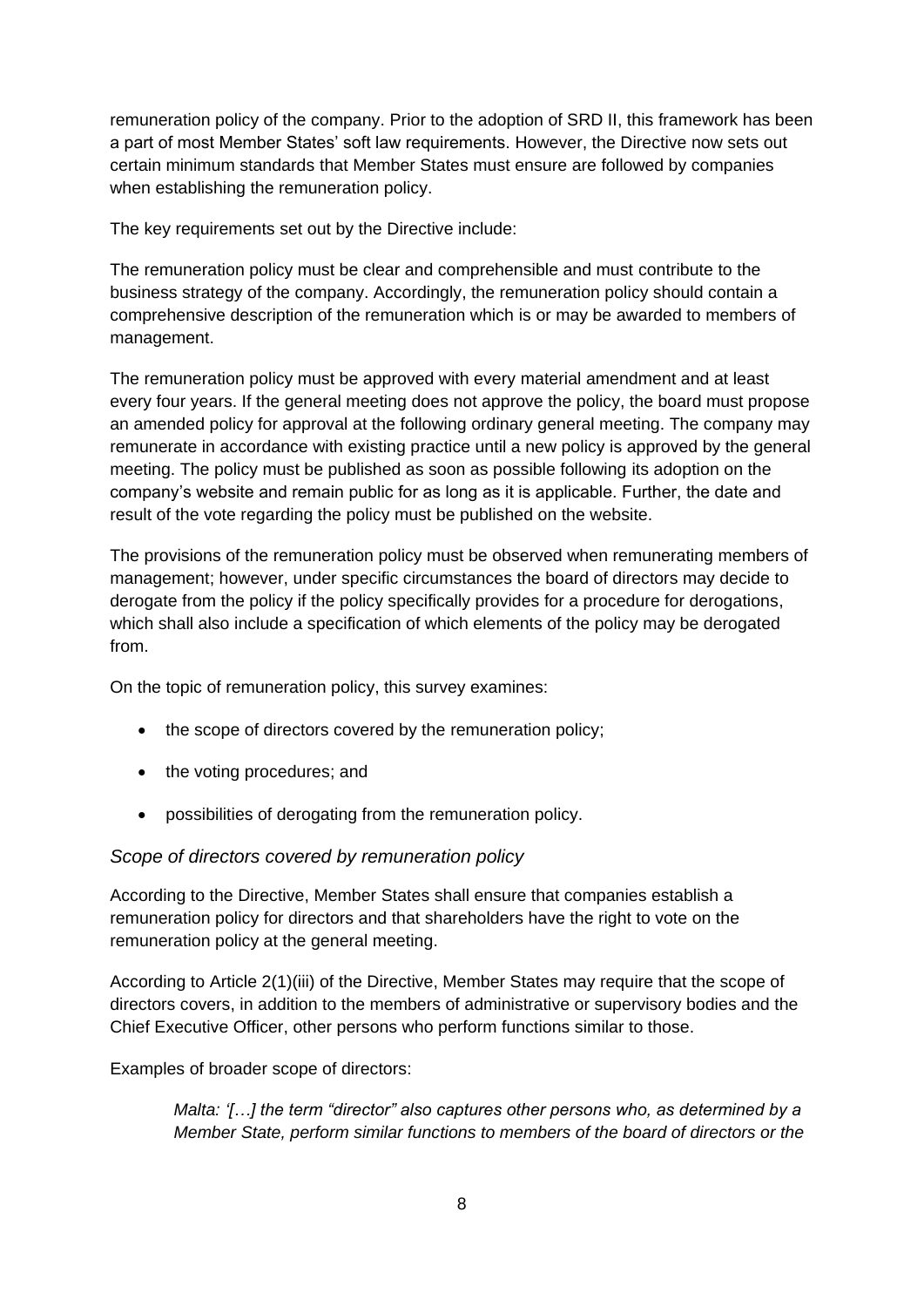remuneration policy of the company. Prior to the adoption of SRD II, this framework has been a part of most Member States' soft law requirements. However, the Directive now sets out certain minimum standards that Member States must ensure are followed by companies when establishing the remuneration policy.

The key requirements set out by the Directive include:

The remuneration policy must be clear and comprehensible and must contribute to the business strategy of the company. Accordingly, the remuneration policy should contain a comprehensive description of the remuneration which is or may be awarded to members of management.

The remuneration policy must be approved with every material amendment and at least every four years. If the general meeting does not approve the policy, the board must propose an amended policy for approval at the following ordinary general meeting. The company may remunerate in accordance with existing practice until a new policy is approved by the general meeting. The policy must be published as soon as possible following its adoption on the company's website and remain public for as long as it is applicable. Further, the date and result of the vote regarding the policy must be published on the website.

The provisions of the remuneration policy must be observed when remunerating members of management; however, under specific circumstances the board of directors may decide to derogate from the policy if the policy specifically provides for a procedure for derogations, which shall also include a specification of which elements of the policy may be derogated from.

On the topic of remuneration policy, this survey examines:

- the scope of directors covered by the remuneration policy;
- the voting procedures; and
- possibilities of derogating from the remuneration policy.

### *Scope of directors covered by remuneration policy*

According to the Directive, Member States shall ensure that companies establish a remuneration policy for directors and that shareholders have the right to vote on the remuneration policy at the general meeting.

According to Article 2(1)(iii) of the Directive, Member States may require that the scope of directors covers, in addition to the members of administrative or supervisory bodies and the Chief Executive Officer, other persons who perform functions similar to those.

Examples of broader scope of directors:

> *Malta: '[…] the term "director" also captures other persons who, as determined by a Member State, perform similar functions to members of the board of directors or the*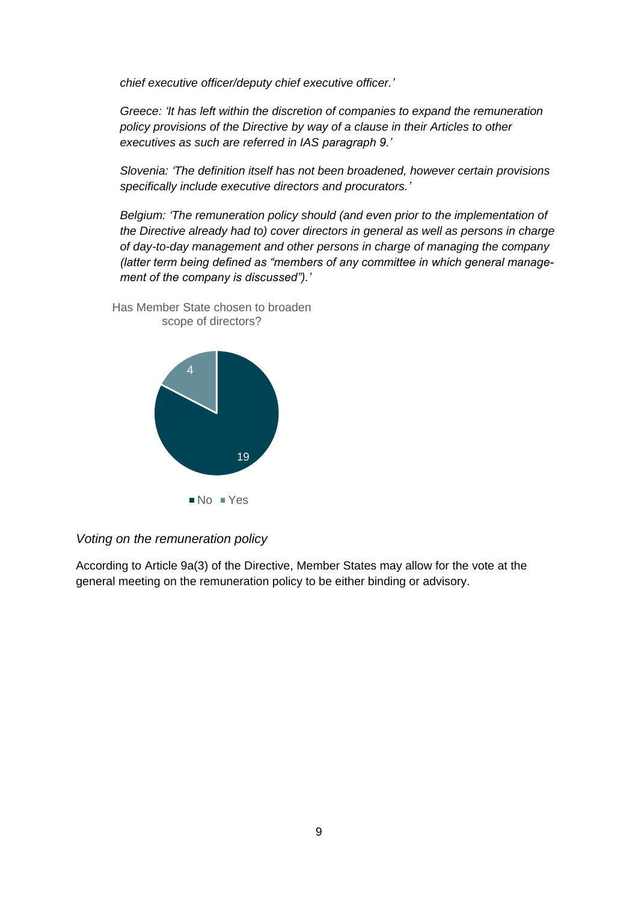*chief executive officer/deputy chief executive officer.'*

*Greece: 'It has left within the discretion of companies to expand the remuneration policy provisions of the Directive by way of a clause in their Articles to other executives as such are referred in IAS paragraph 9.'*

*Slovenia: 'The definition itself has not been broadened, however certain provisions specifically include executive directors and procurators.'*

*Belgium: 'The remuneration policy should (and even prior to the implementation of the Directive already had to) cover directors in general as well as persons in charge of day-to-day management and other persons in charge of managing the company (latter term being defined as "members of any committee in which general management of the company is discussed").'*

Has Member State chosen to broaden scope of directors?

| Answer | Number |
|---|---|
| No | 19 |
| Yes | 4 |

*Voting on the remuneration policy*

According to Article 9a(3) of the Directive, Member States may allow for the vote at the general meeting on the remuneration policy to be either binding or advisory.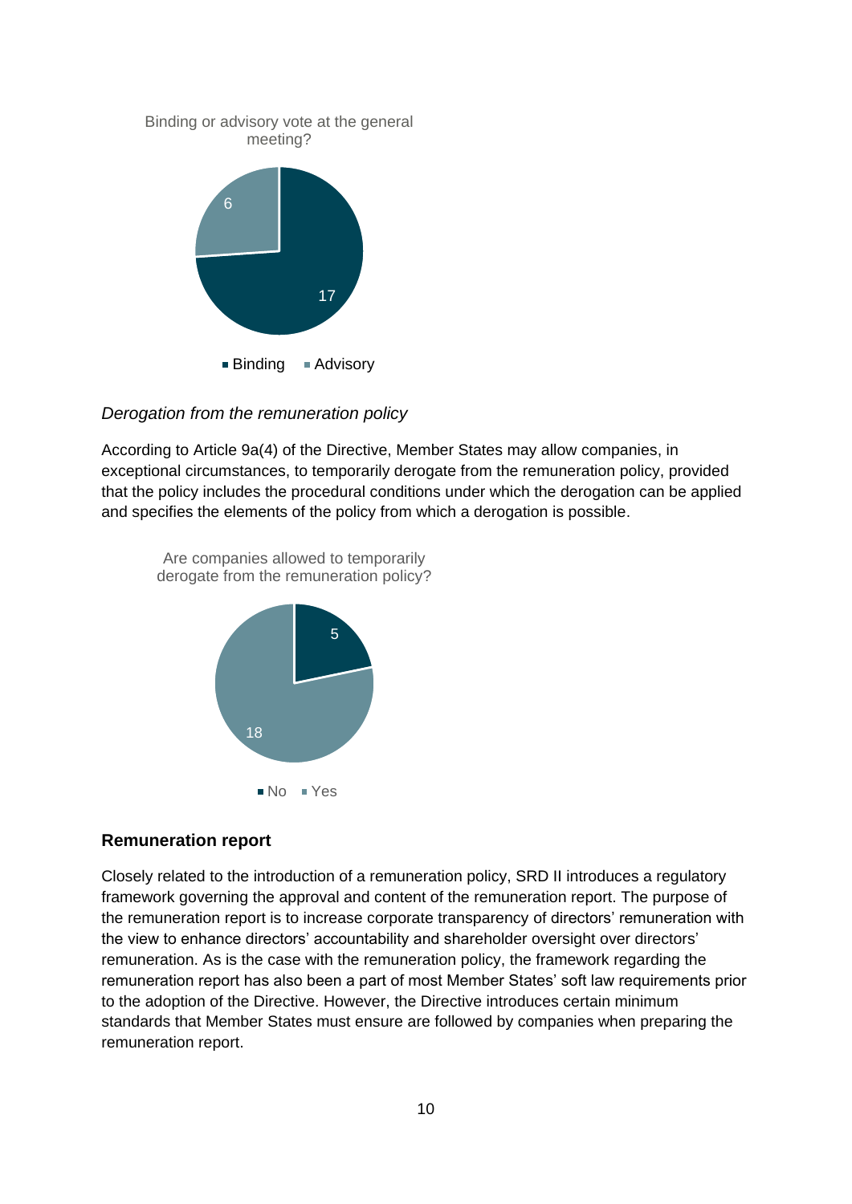Binding or advisory vote at the general meeting?

17 Binding
6 Advisory

*Derogation from the remuneration policy*

According to Article 9a(4) of the Directive, Member States may allow companies, in exceptional circumstances, to temporarily derogate from the remuneration policy, provided that the policy includes the procedural conditions under which the derogation can be applied and specifies the elements of the policy from which a derogation is possible.

Are companies allowed to temporarily derogate from the remuneration policy?

5 No
18 Yes

## Remuneration report

Closely related to the introduction of a remuneration policy, SRD II introduces a regulatory framework governing the approval and content of the remuneration report. The purpose of the remuneration report is to increase corporate transparency of directors' remuneration with the view to enhance directors' accountability and shareholder oversight over directors' remuneration. As is the case with the remuneration policy, the framework regarding the remuneration report has also been a part of most Member States' soft law requirements prior to the adoption of the Directive. However, the Directive introduces certain minimum standards that Member States must ensure are followed by companies when preparing the remuneration report.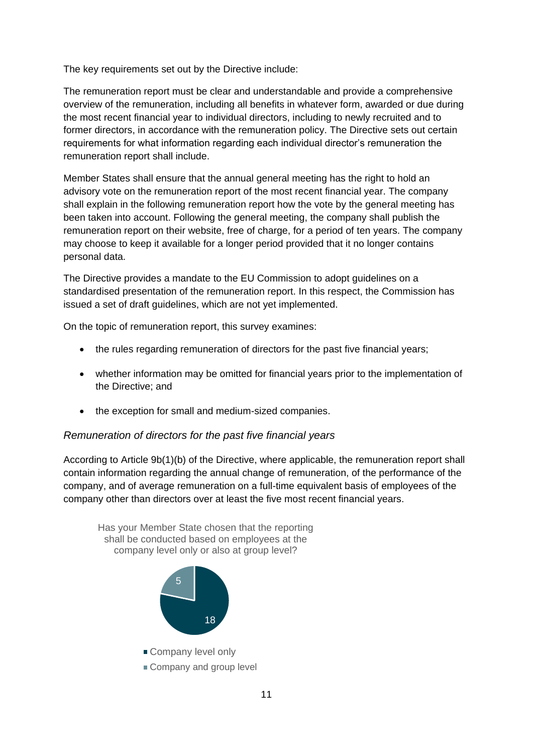The key requirements set out by the Directive include:

The remuneration report must be clear and understandable and provide a comprehensive overview of the remuneration, including all benefits in whatever form, awarded or due during the most recent financial year to individual directors, including to newly recruited and to former directors, in accordance with the remuneration policy. The Directive sets out certain requirements for what information regarding each individual director's remuneration the remuneration report shall include.

Member States shall ensure that the annual general meeting has the right to hold an advisory vote on the remuneration report of the most recent financial year. The company shall explain in the following remuneration report how the vote by the general meeting has been taken into account. Following the general meeting, the company shall publish the remuneration report on their website, free of charge, for a period of ten years. The company may choose to keep it available for a longer period provided that it no longer contains personal data.

The Directive provides a mandate to the EU Commission to adopt guidelines on a standardised presentation of the remuneration report. In this respect, the Commission has issued a set of draft guidelines, which are not yet implemented.

On the topic of remuneration report, this survey examines:

- the rules regarding remuneration of directors for the past five financial years;
- whether information may be omitted for financial years prior to the implementation of the Directive; and
- the exception for small and medium-sized companies.

*Remuneration of directors for the past five financial years*

According to Article 9b(1)(b) of the Directive, where applicable, the remuneration report shall contain information regarding the annual change of remuneration, of the performance of the company, and of average remuneration on a full-time equivalent basis of employees of the company other than directors over at least the five most recent financial years.

Has your Member State chosen that the reporting shall be conducted based on employees at the company level only or also at group level?

| Response | Count |
|---|---|
| Company level only | 18 |
| Company and group level | 5 |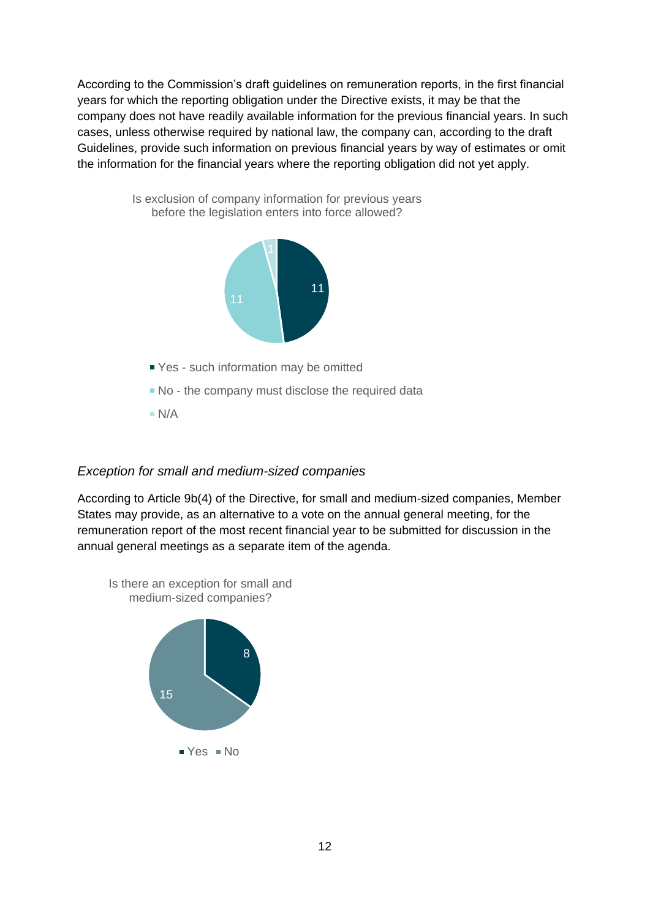According to the Commission's draft guidelines on remuneration reports, in the first financial years for which the reporting obligation under the Directive exists, it may be that the company does not have readily available information for the previous financial years. In such cases, unless otherwise required by national law, the company can, according to the draft Guidelines, provide such information on previous financial years by way of estimates or omit the information for the financial years where the reporting obligation did not yet apply.

Is exclusion of company information for previous years before the legislation enters into force allowed?

| Answer | Count |
|---|---|
| Yes - such information may be omitted | 11 |
| No - the company must disclose the required data | 11 |
| N/A | 1 |

*Exception for small and medium-sized companies*

According to Article 9b(4) of the Directive, for small and medium-sized companies, Member States may provide, as an alternative to a vote on the annual general meeting, for the remuneration report of the most recent financial year to be submitted for discussion in the annual general meetings as a separate item of the agenda.

Is there an exception for small and medium-sized companies?

| Answer | Count |
|---|---|
| Yes | 8 |
| No | 15 |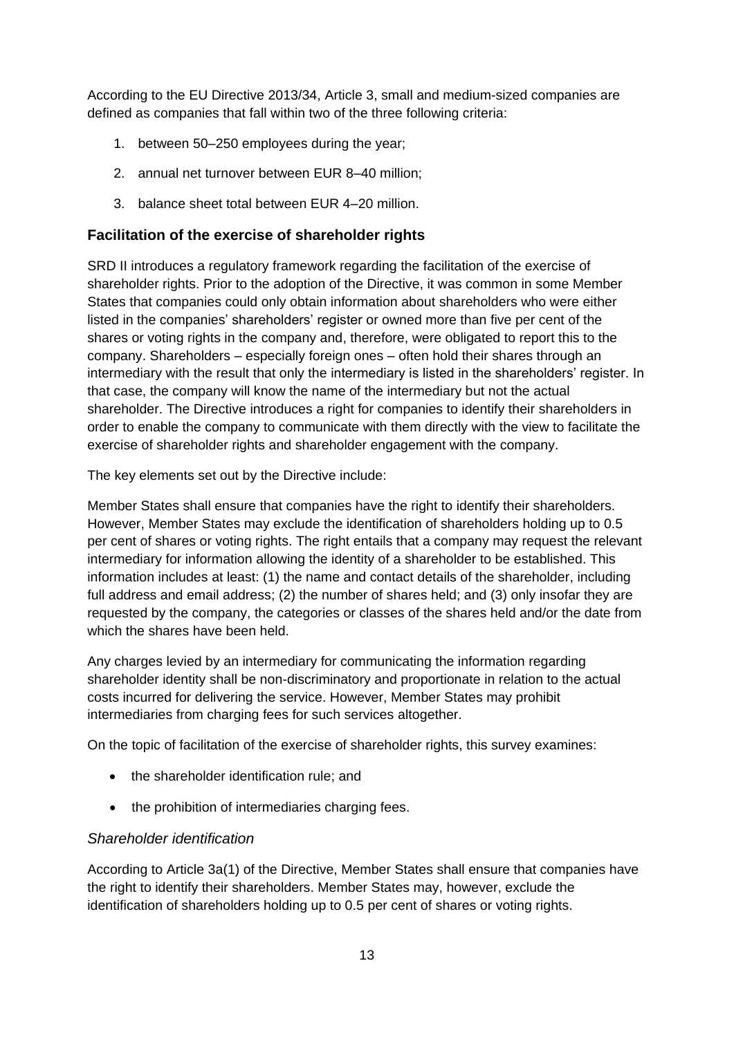According to the EU Directive 2013/34, Article 3, small and medium-sized companies are defined as companies that fall within two of the three following criteria:

1. between 50–250 employees during the year;
2. annual net turnover between EUR 8–40 million;
3. balance sheet total between EUR 4–20 million.

## Facilitation of the exercise of shareholder rights

SRD II introduces a regulatory framework regarding the facilitation of the exercise of shareholder rights. Prior to the adoption of the Directive, it was common in some Member States that companies could only obtain information about shareholders who were either listed in the companies' shareholders' register or owned more than five per cent of the shares or voting rights in the company and, therefore, were obligated to report this to the company. Shareholders – especially foreign ones – often hold their shares through an intermediary with the result that only the intermediary is listed in the shareholders' register. In that case, the company will know the name of the intermediary but not the actual shareholder. The Directive introduces a right for companies to identify their shareholders in order to enable the company to communicate with them directly with the view to facilitate the exercise of shareholder rights and shareholder engagement with the company.

The key elements set out by the Directive include:

Member States shall ensure that companies have the right to identify their shareholders. However, Member States may exclude the identification of shareholders holding up to 0.5 per cent of shares or voting rights. The right entails that a company may request the relevant intermediary for information allowing the identity of a shareholder to be established. This information includes at least: (1) the name and contact details of the shareholder, including full address and email address; (2) the number of shares held; and (3) only insofar they are requested by the company, the categories or classes of the shares held and/or the date from which the shares have been held.

Any charges levied by an intermediary for communicating the information regarding shareholder identity shall be non-discriminatory and proportionate in relation to the actual costs incurred for delivering the service. However, Member States may prohibit intermediaries from charging fees for such services altogether.

On the topic of facilitation of the exercise of shareholder rights, this survey examines:

- the shareholder identification rule; and
- the prohibition of intermediaries charging fees.

### *Shareholder identification*

According to Article 3a(1) of the Directive, Member States shall ensure that companies have the right to identify their shareholders. Member States may, however, exclude the identification of shareholders holding up to 0.5 per cent of shares or voting rights.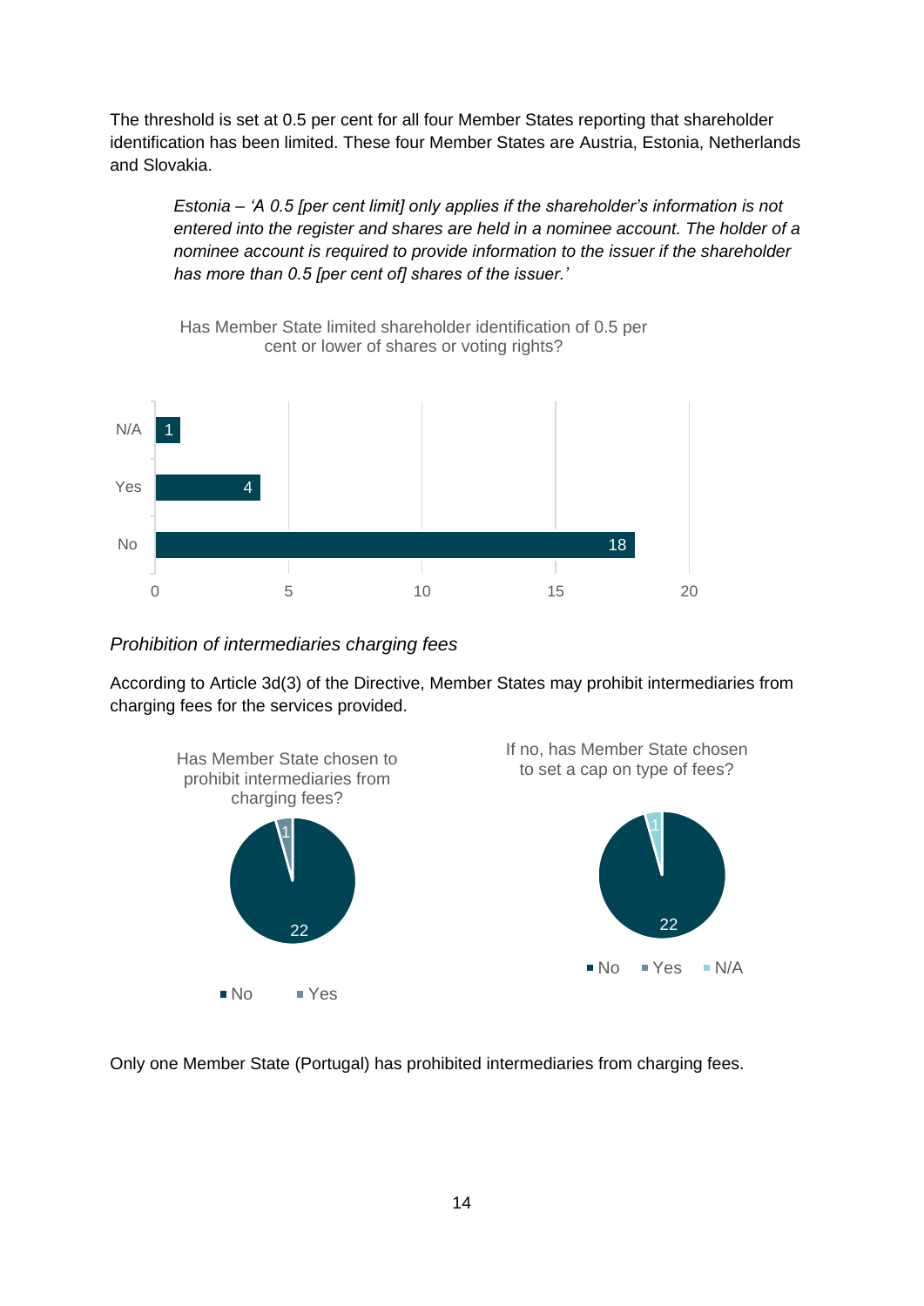The threshold is set at 0.5 per cent for all four Member States reporting that shareholder identification has been limited. These four Member States are Austria, Estonia, Netherlands and Slovakia.

> *Estonia – 'A 0.5 [per cent limit] only applies if the shareholder's information is not entered into the register and shares are held in a nominee account. The holder of a nominee account is required to provide information to the issuer if the shareholder has more than 0.5 [per cent of] shares of the issuer.'*

Has Member State limited shareholder identification of 0.5 per cent or lower of shares or voting rights?

| Response | Count |
|---|---|
| N/A | 1 |
| Yes | 4 |
| No | 18 |

### *Prohibition of intermediaries charging fees*

According to Article 3d(3) of the Directive, Member States may prohibit intermediaries from charging fees for the services provided.

Has Member State chosen to prohibit intermediaries from charging fees?

| Response | Count |
|---|---|
| No | 22 |
| Yes | 1 |

If no, has Member State chosen to set a cap on type of fees?

| Response | Count |
|---|---|
| No | 22 |
| Yes | |
| N/A | 1 |

Only one Member State (Portugal) has prohibited intermediaries from charging fees.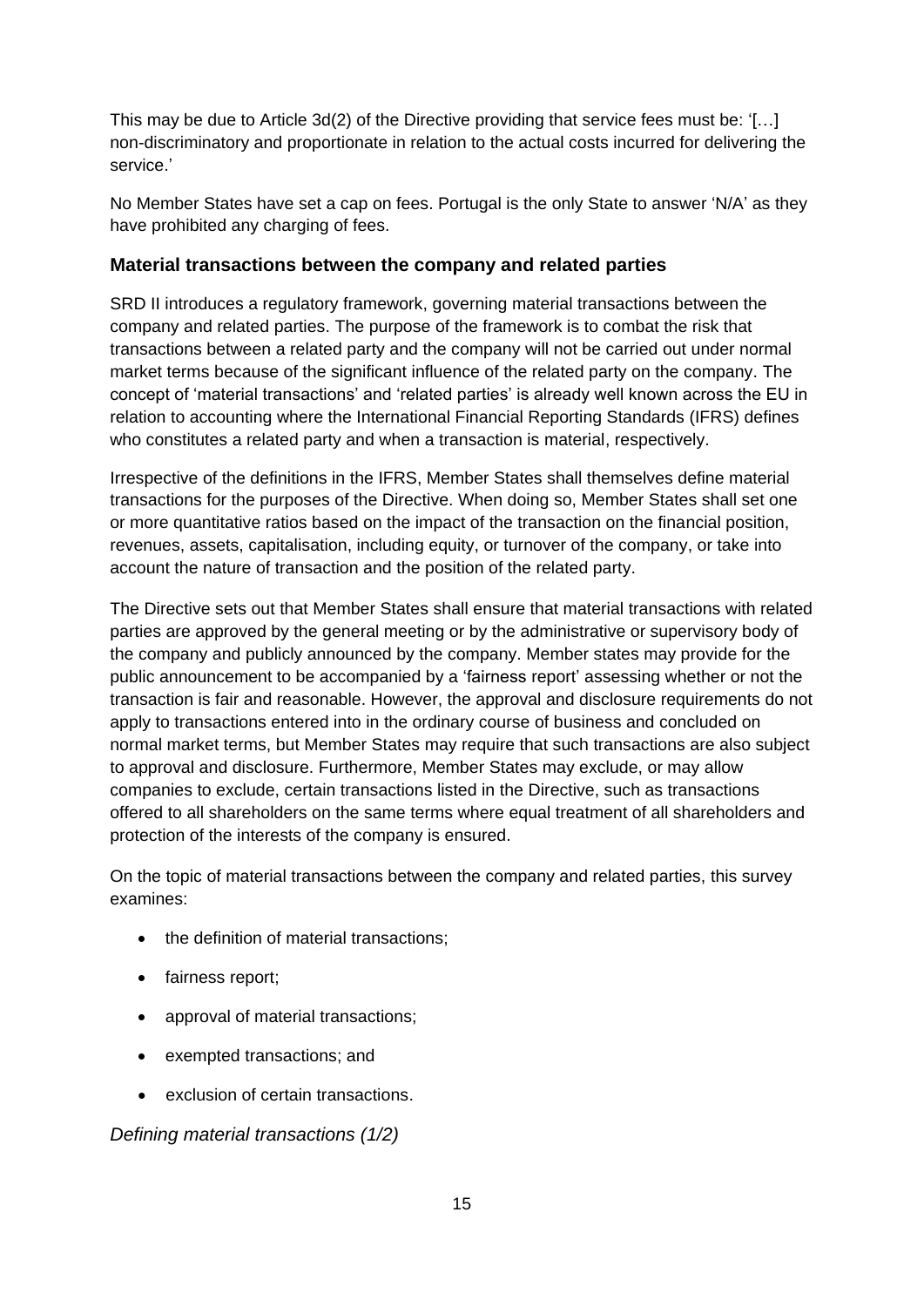This may be due to Article 3d(2) of the Directive providing that service fees must be: '[…] non-discriminatory and proportionate in relation to the actual costs incurred for delivering the service.'

No Member States have set a cap on fees. Portugal is the only State to answer 'N/A' as they have prohibited any charging of fees.

### Material transactions between the company and related parties

SRD II introduces a regulatory framework, governing material transactions between the company and related parties. The purpose of the framework is to combat the risk that transactions between a related party and the company will not be carried out under normal market terms because of the significant influence of the related party on the company. The concept of 'material transactions' and 'related parties' is already well known across the EU in relation to accounting where the International Financial Reporting Standards (IFRS) defines who constitutes a related party and when a transaction is material, respectively.

Irrespective of the definitions in the IFRS, Member States shall themselves define material transactions for the purposes of the Directive. When doing so, Member States shall set one or more quantitative ratios based on the impact of the transaction on the financial position, revenues, assets, capitalisation, including equity, or turnover of the company, or take into account the nature of transaction and the position of the related party.

The Directive sets out that Member States shall ensure that material transactions with related parties are approved by the general meeting or by the administrative or supervisory body of the company and publicly announced by the company. Member states may provide for the public announcement to be accompanied by a 'fairness report' assessing whether or not the transaction is fair and reasonable. However, the approval and disclosure requirements do not apply to transactions entered into in the ordinary course of business and concluded on normal market terms, but Member States may require that such transactions are also subject to approval and disclosure. Furthermore, Member States may exclude, or may allow companies to exclude, certain transactions listed in the Directive, such as transactions offered to all shareholders on the same terms where equal treatment of all shareholders and protection of the interests of the company is ensured.

On the topic of material transactions between the company and related parties, this survey examines:

- the definition of material transactions;
- fairness report;
- approval of material transactions;
- exempted transactions; and
- exclusion of certain transactions.

*Defining material transactions (1/2)*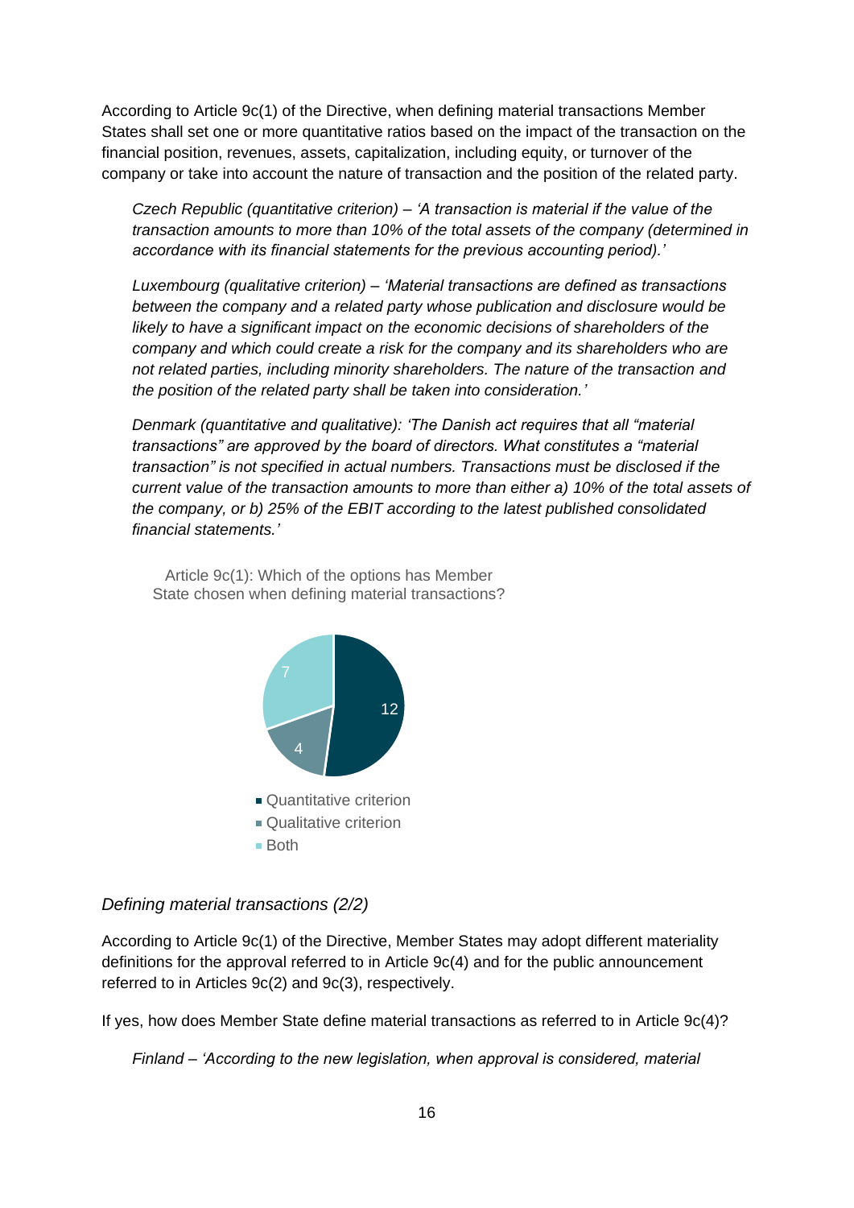According to Article 9c(1) of the Directive, when defining material transactions Member States shall set one or more quantitative ratios based on the impact of the transaction on the financial position, revenues, assets, capitalization, including equity, or turnover of the company or take into account the nature of transaction and the position of the related party.

> *Czech Republic (quantitative criterion) – 'A transaction is material if the value of the transaction amounts to more than 10% of the total assets of the company (determined in accordance with its financial statements for the previous accounting period).'*
>
> *Luxembourg (qualitative criterion) – 'Material transactions are defined as transactions between the company and a related party whose publication and disclosure would be likely to have a significant impact on the economic decisions of shareholders of the company and which could create a risk for the company and its shareholders who are not related parties, including minority shareholders. The nature of the transaction and the position of the related party shall be taken into consideration.'*
>
> *Denmark (quantitative and qualitative): 'The Danish act requires that all "material transactions" are approved by the board of directors. What constitutes a "material transaction" is not specified in actual numbers. Transactions must be disclosed if the current value of the transaction amounts to more than either a) 10% of the total assets of the company, or b) 25% of the EBIT according to the latest published consolidated financial statements.'*

Article 9c(1): Which of the options has Member State chosen when defining material transactions?

| Option | Number |
| --- | --- |
| Quantitative criterion | 12 |
| Qualitative criterion | 4 |
| Both | 7 |

### *Defining material transactions (2/2)*

According to Article 9c(1) of the Directive, Member States may adopt different materiality definitions for the approval referred to in Article 9c(4) and for the public announcement referred to in Articles 9c(2) and 9c(3), respectively.

If yes, how does Member State define material transactions as referred to in Article 9c(4)?

> *Finland – 'According to the new legislation, when approval is considered, material*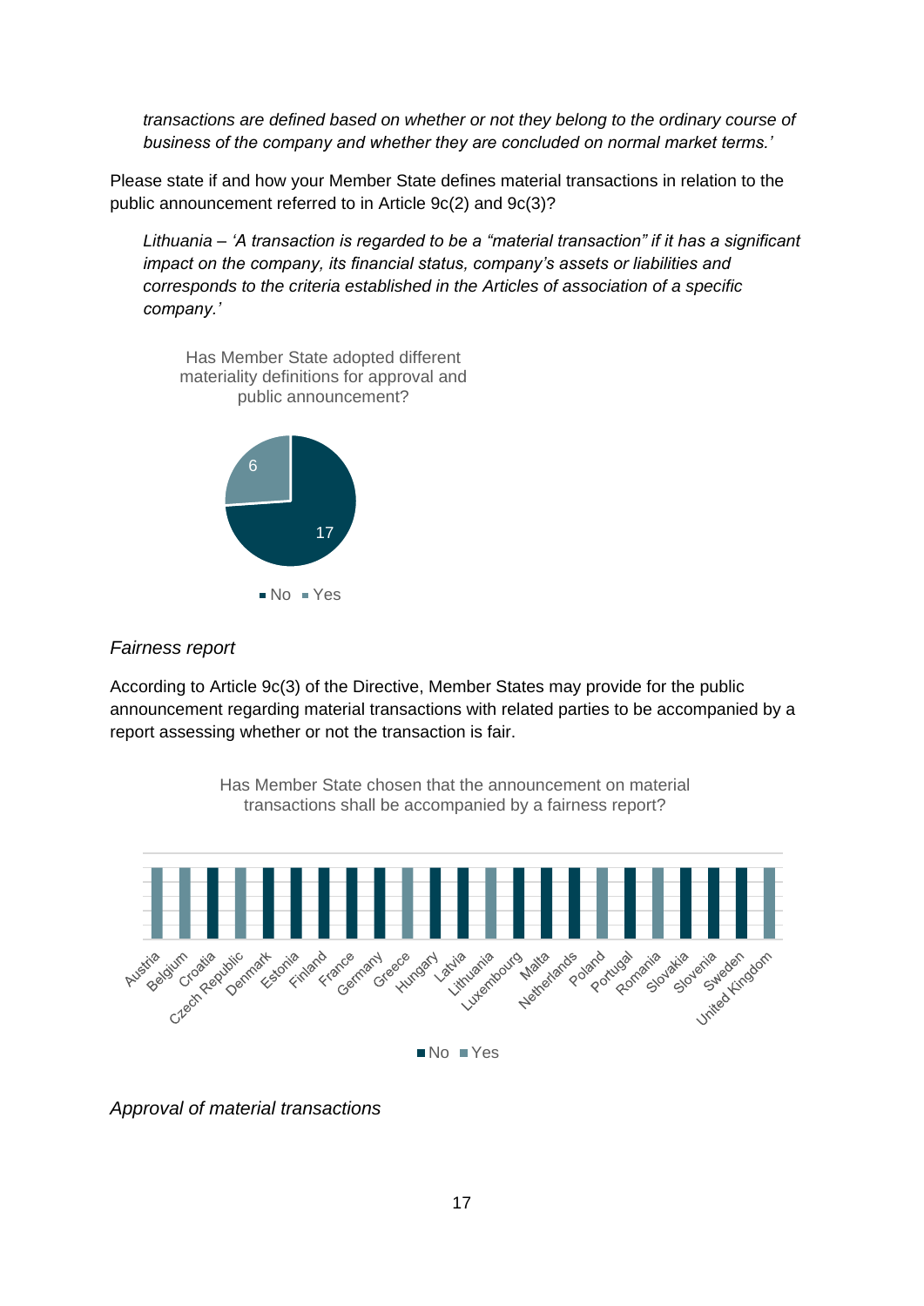*transactions are defined based on whether or not they belong to the ordinary course of business of the company and whether they are concluded on normal market terms.'*

Please state if and how your Member State defines material transactions in relation to the public announcement referred to in Article 9c(2) and 9c(3)?

*Lithuania – 'A transaction is regarded to be a "material transaction" if it has a significant impact on the company, its financial status, company's assets or liabilities and corresponds to the criteria established in the Articles of association of a specific company.'*

Has Member State adopted different materiality definitions for approval and public announcement?

| Answer | Count |
| --- | --- |
| No | 17 |
| Yes | 6 |

### *Fairness report*

According to Article 9c(3) of the Directive, Member States may provide for the public announcement regarding material transactions with related parties to be accompanied by a report assessing whether or not the transaction is fair.

Has Member State chosen that the announcement on material transactions shall be accompanied by a fairness report?

| Member State | Answer |
| --- | --- |
| Austria | Yes |
| Belgium | Yes |
| Croatia | No |
| Czech Republic | Yes |
| Denmark | No |
| Estonia | No |
| Finland | No |
| France | No |
| Germany | No |
| Greece | Yes |
| Hungary | No |
| Latvia | No |
| Lithuania | Yes |
| Luxembourg | No |
| Malta | No |
| Netherlands | No |
| Poland | Yes |
| Portugal | No |
| Romania | Yes |
| Slovakia | No |
| Slovenia | No |
| Sweden | No |
| United Kingdom | Yes |

### *Approval of material transactions*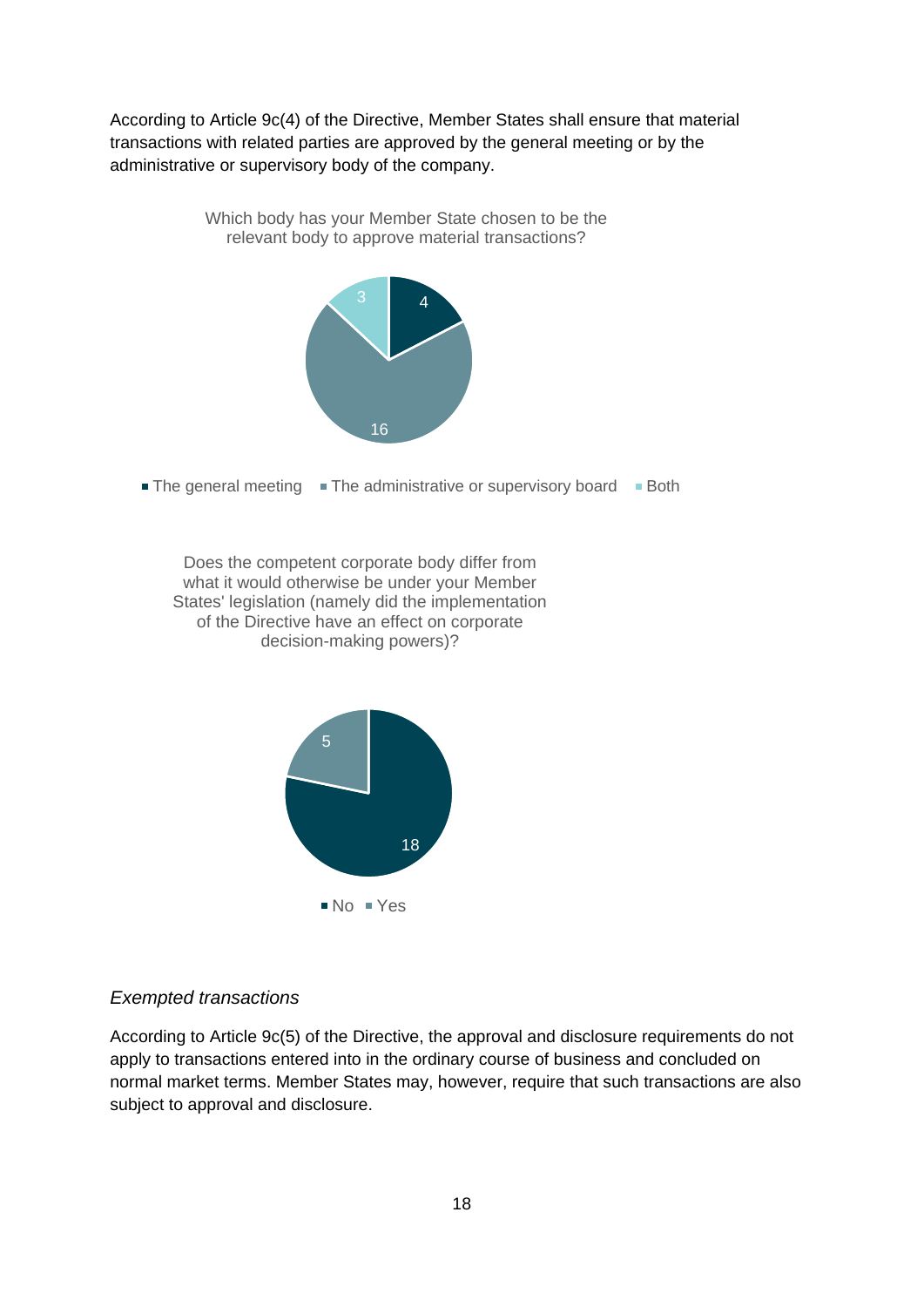According to Article 9c(4) of the Directive, Member States shall ensure that material transactions with related parties are approved by the general meeting or by the administrative or supervisory body of the company.

Which body has your Member State chosen to be the relevant body to approve material transactions?

| Response | Count |
| --- | --- |
| The general meeting | 4 |
| The administrative or supervisory board | 16 |
| Both | 3 |

Does the competent corporate body differ from what it would otherwise be under your Member States' legislation (namely did the implementation of the Directive have an effect on corporate decision-making powers)?

| Response | Count |
| --- | --- |
| No | 18 |
| Yes | 5 |

*Exempted transactions*

According to Article 9c(5) of the Directive, the approval and disclosure requirements do not apply to transactions entered into in the ordinary course of business and concluded on normal market terms. Member States may, however, require that such transactions are also subject to approval and disclosure.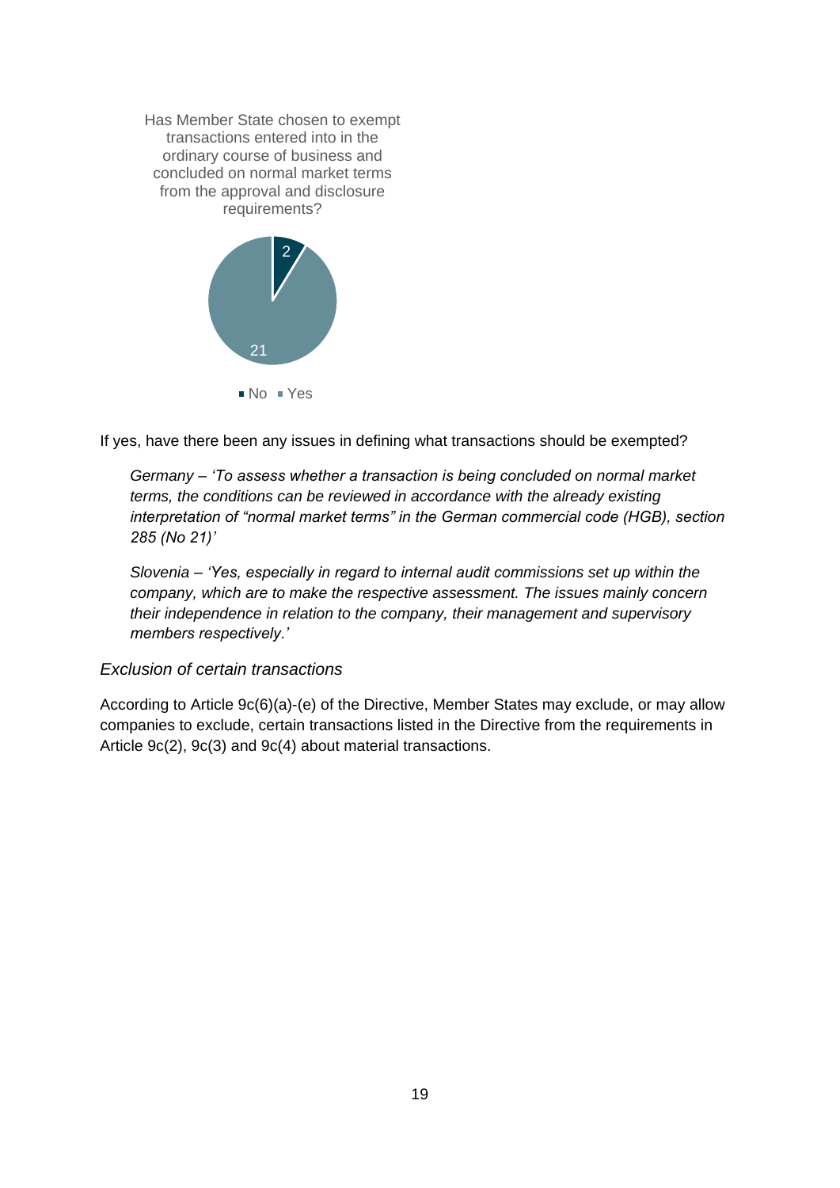Has Member State chosen to exempt transactions entered into in the ordinary course of business and concluded on normal market terms from the approval and disclosure requirements?

- No: 2
- Yes: 21

If yes, have there been any issues in defining what transactions should be exempted?

> *Germany – 'To assess whether a transaction is being concluded on normal market terms, the conditions can be reviewed in accordance with the already existing interpretation of "normal market terms" in the German commercial code (HGB), section 285 (No 21)'*

> *Slovenia – 'Yes, especially in regard to internal audit commissions set up within the company, which are to make the respective assessment. The issues mainly concern their independence in relation to the company, their management and supervisory members respectively.'*

### *Exclusion of certain transactions*

According to Article 9c(6)(a)-(e) of the Directive, Member States may exclude, or may allow companies to exclude, certain transactions listed in the Directive from the requirements in Article 9c(2), 9c(3) and 9c(4) about material transactions.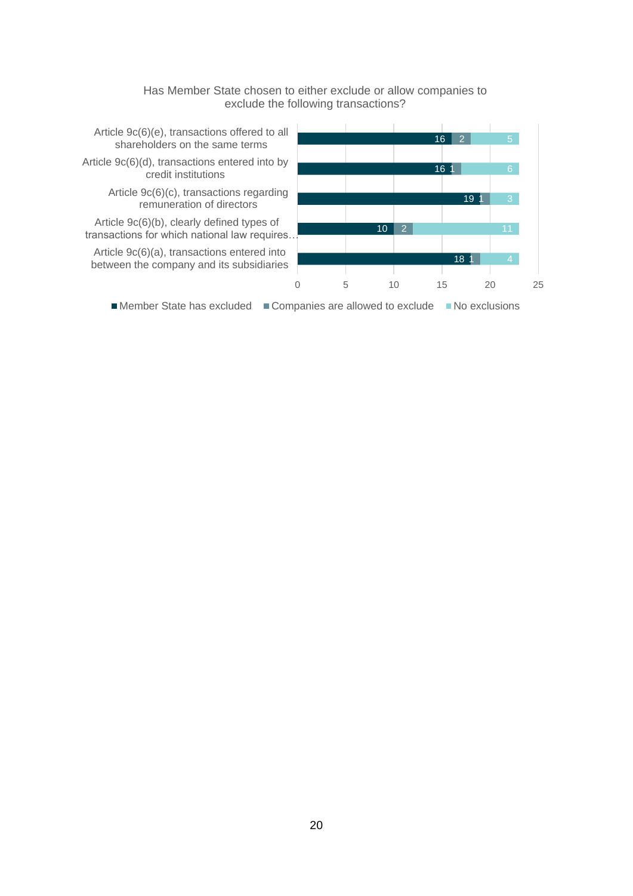Has Member State chosen to either exclude or allow companies to exclude the following transactions?

| | Member State has excluded | Companies are allowed to exclude | No exclusions |
|---|---|---|---|
| Article 9c(6)(e), transactions offered to all shareholders on the same terms | 16 | 2 | 5 |
| Article 9c(6)(d), transactions entered into by credit institutions | 16 | 1 | 6 |
| Article 9c(6)(c), transactions regarding remuneration of directors | 19 | 1 | 3 |
| Article 9c(6)(b), clearly defined types of transactions for which national law requires… | 10 | 2 | 11 |
| Article 9c(6)(a), transactions entered into between the company and its subsidiaries | 18 | 1 | 4 |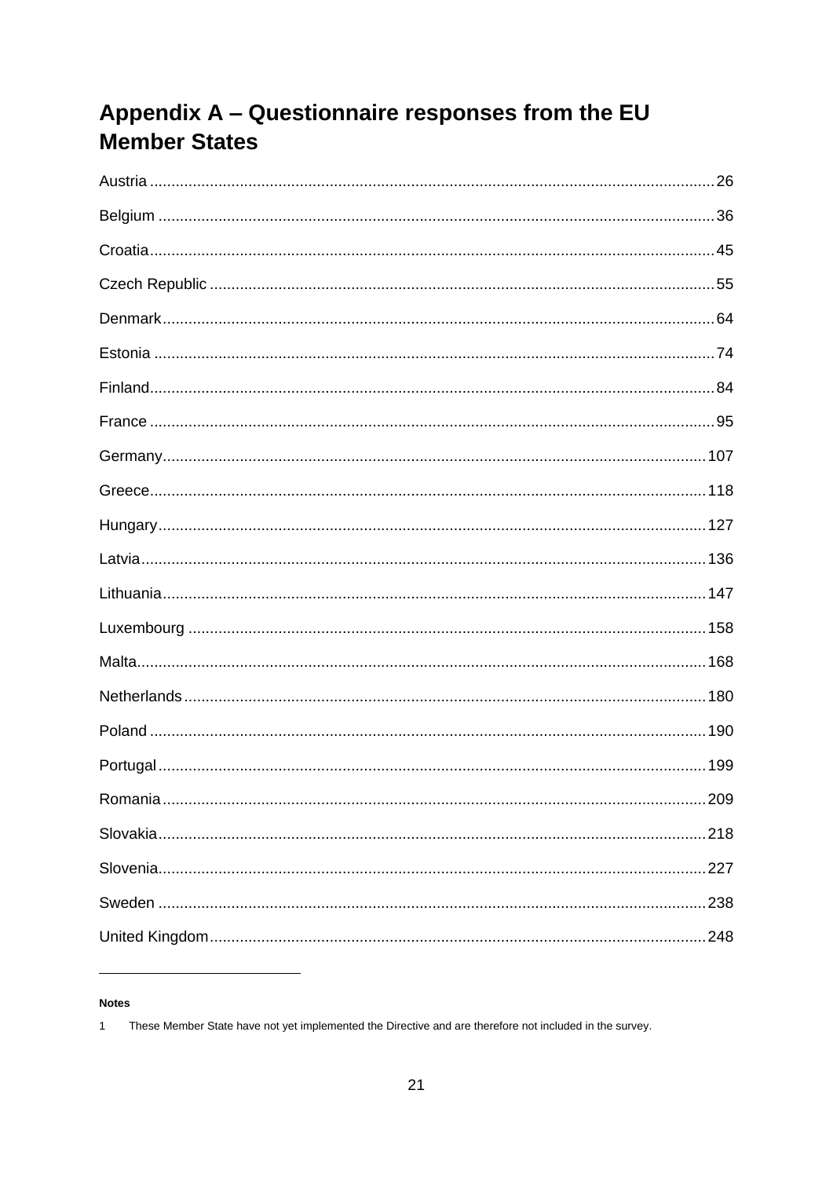# Appendix A – Questionnaire responses from the EU Member States

Austria .......... 26

Belgium .......... 36

Croatia .......... 45

Czech Republic .......... 55

Denmark .......... 64

Estonia .......... 74

Finland .......... 84

France .......... 95

Germany .......... 107

Greece .......... 118

Hungary .......... 127

Latvia .......... 136

Lithuania .......... 147

Luxembourg .......... 158

Malta .......... 168

Netherlands .......... 180

Poland .......... 190

Portugal .......... 199

Romania .......... 209

Slovakia .......... 218

Slovenia .......... 227

Sweden .......... 238

United Kingdom .......... 248

---

**Notes**

1 These Member State have not yet implemented the Directive and are therefore not included in the survey.